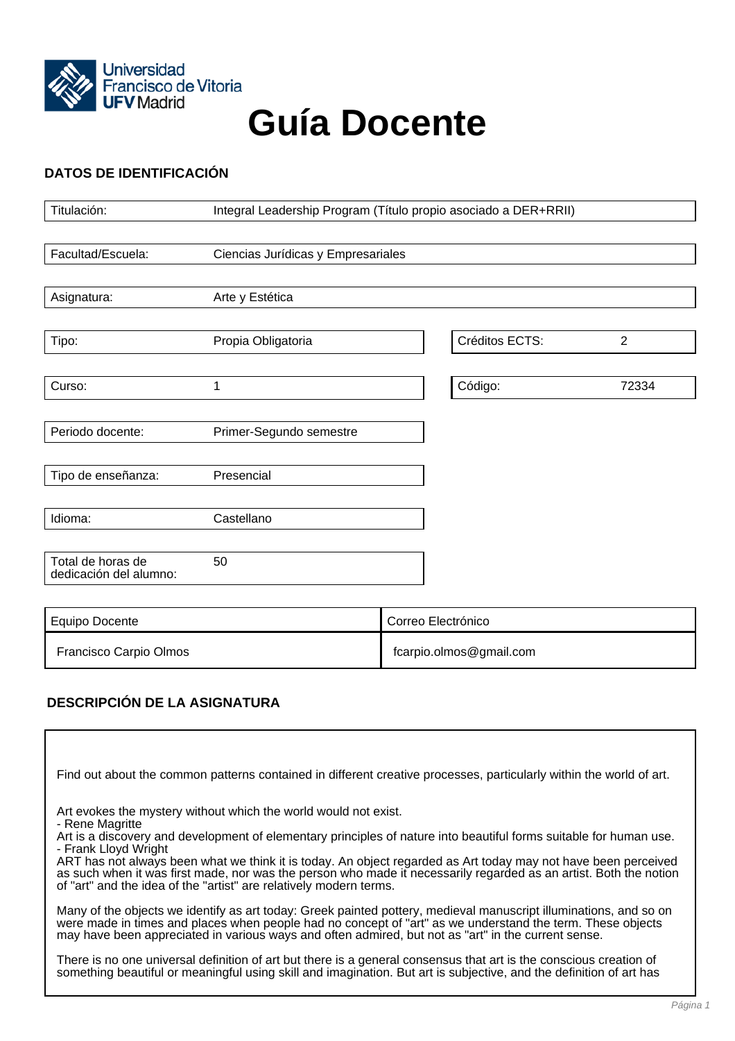Universidad Francisco de Vitoria UFV Madrid

# Guía Docente

## DATOS DE IDENTIFICACIÓN

| | |
|---|---|
| Titulación: | Integral Leadership Program (Título propio asociado a DER+RRII) |
| Facultad/Escuela: | Ciencias Jurídicas y Empresariales |
| Asignatura: | Arte y Estética |

| | | | |
|---|---|---|---|
| Tipo: | Propia Obligatoria | Créditos ECTS: | 2 |
| Curso: | 1 | Código: | 72334 |
| Periodo docente: | Primer-Segundo semestre | | |
| Tipo de enseñanza: | Presencial | | |
| Idioma: | Castellano | | |
| Total de horas de dedicación del alumno: | 50 | | |

| Equipo Docente | Correo Electrónico |
|---|---|
| Francisco Carpio Olmos | fcarpio.olmos@gmail.com |

## DESCRIPCIÓN DE LA ASIGNATURA

Find out about the common patterns contained in different creative processes, particularly within the world of art.

Art evokes the mystery without which the world would not exist.
- Rene Magritte
Art is a discovery and development of elementary principles of nature into beautiful forms suitable for human use.
- Frank Lloyd Wright
ART has not always been what we think it is today. An object regarded as Art today may not have been perceived as such when it was first made, nor was the person who made it necessarily regarded as an artist. Both the notion of "art" and the idea of the "artist" are relatively modern terms.

Many of the objects we identify as art today: Greek painted pottery, medieval manuscript illuminations, and so on were made in times and places when people had no concept of "art" as we understand the term. These objects may have been appreciated in various ways and often admired, but not as "art" in the current sense.

There is no one universal definition of art but there is a general consensus that art is the conscious creation of something beautiful or meaningful using skill and imagination. But art is subjective, and the definition of art has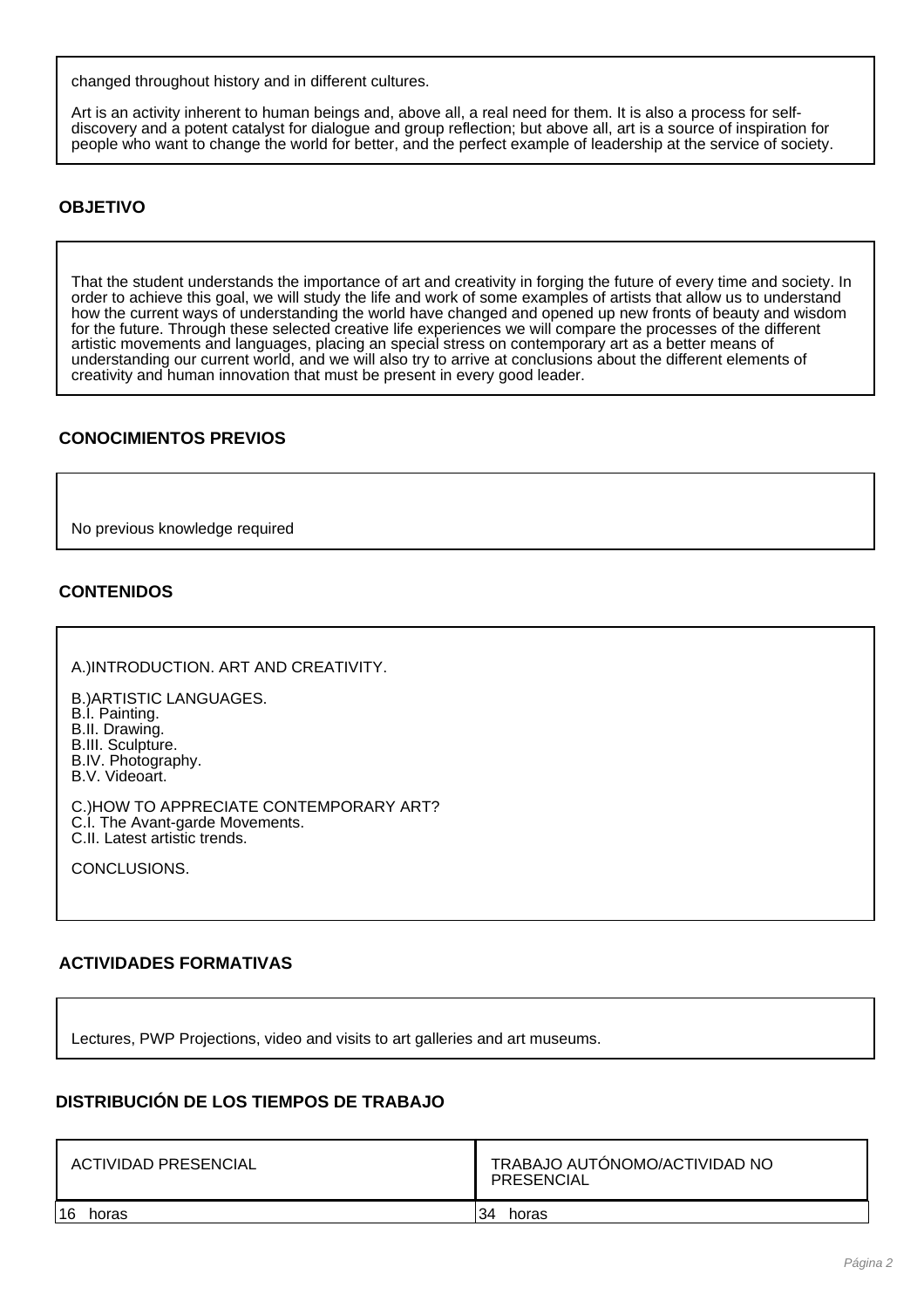changed throughout history and in different cultures.

Art is an activity inherent to human beings and, above all, a real need for them. It is also a process for self-discovery and a potent catalyst for dialogue and group reflection; but above all, art is a source of inspiration for people who want to change the world for better, and the perfect example of leadership at the service of society.

## OBJETIVO

That the student understands the importance of art and creativity in forging the future of every time and society. In order to achieve this goal, we will study the life and work of some examples of artists that allow us to understand how the current ways of understanding the world have changed and opened up new fronts of beauty and wisdom for the future. Through these selected creative life experiences we will compare the processes of the different artistic movements and languages, placing an special stress on contemporary art as a better means of understanding our current world, and we will also try to arrive at conclusions about the different elements of creativity and human innovation that must be present in every good leader.

## CONOCIMIENTOS PREVIOS

No previous knowledge required

## CONTENIDOS

A.)INTRODUCTION. ART AND CREATIVITY.

B.)ARTISTIC LANGUAGES.
B.I. Painting.
B.II. Drawing.
B.III. Sculpture.
B.IV. Photography.
B.V. Videoart.

C.)HOW TO APPRECIATE CONTEMPORARY ART?
C.I. The Avant-garde Movements.
C.II. Latest artistic trends.

CONCLUSIONS.

## ACTIVIDADES FORMATIVAS

Lectures, PWP Projections, video and visits to art galleries and art museums.

## DISTRIBUCIÓN DE LOS TIEMPOS DE TRABAJO

| ACTIVIDAD PRESENCIAL | TRABAJO AUTÓNOMO/ACTIVIDAD NO PRESENCIAL |
| --- | --- |
| 16 horas | 34 horas |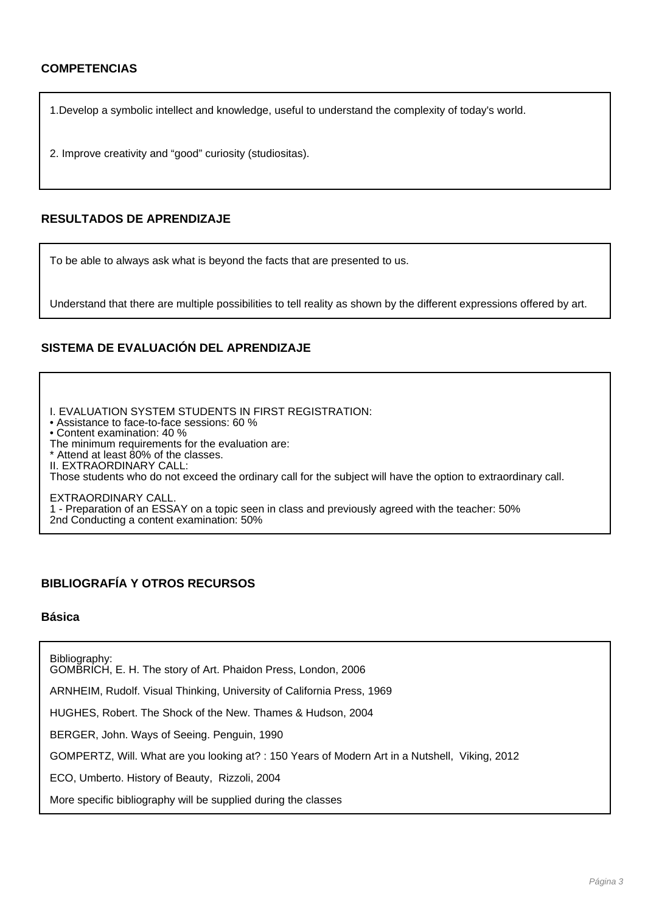## COMPETENCIAS

1.Develop a symbolic intellect and knowledge, useful to understand the complexity of today's world.

2. Improve creativity and “good” curiosity (studiositas).

## RESULTADOS DE APRENDIZAJE

To be able to always ask what is beyond the facts that are presented to us.

Understand that there are multiple possibilities to tell reality as shown by the different expressions offered by art.

## SISTEMA DE EVALUACIÓN DEL APRENDIZAJE

I. EVALUATION SYSTEM STUDENTS IN FIRST REGISTRATION:
• Assistance to face-to-face sessions: 60 %
• Content examination: 40 %
The minimum requirements for the evaluation are:
* Attend at least 80% of the classes.
II. EXTRAORDINARY CALL:
Those students who do not exceed the ordinary call for the subject will have the option to extraordinary call.

EXTRAORDINARY CALL.
1 - Preparation of an ESSAY on a topic seen in class and previously agreed with the teacher: 50%
2nd Conducting a content examination: 50%

## BIBLIOGRAFÍA Y OTROS RECURSOS

### Básica

Bibliography:
GOMBRICH, E. H. The story of Art. Phaidon Press, London, 2006

ARNHEIM, Rudolf. Visual Thinking, University of California Press, 1969

HUGHES, Robert. The Shock of the New. Thames & Hudson, 2004

BERGER, John. Ways of Seeing. Penguin, 1990

GOMPERTZ, Will. What are you looking at? : 150 Years of Modern Art in a Nutshell, Viking, 2012

ECO, Umberto. History of Beauty, Rizzoli, 2004

More specific bibliography will be supplied during the classes